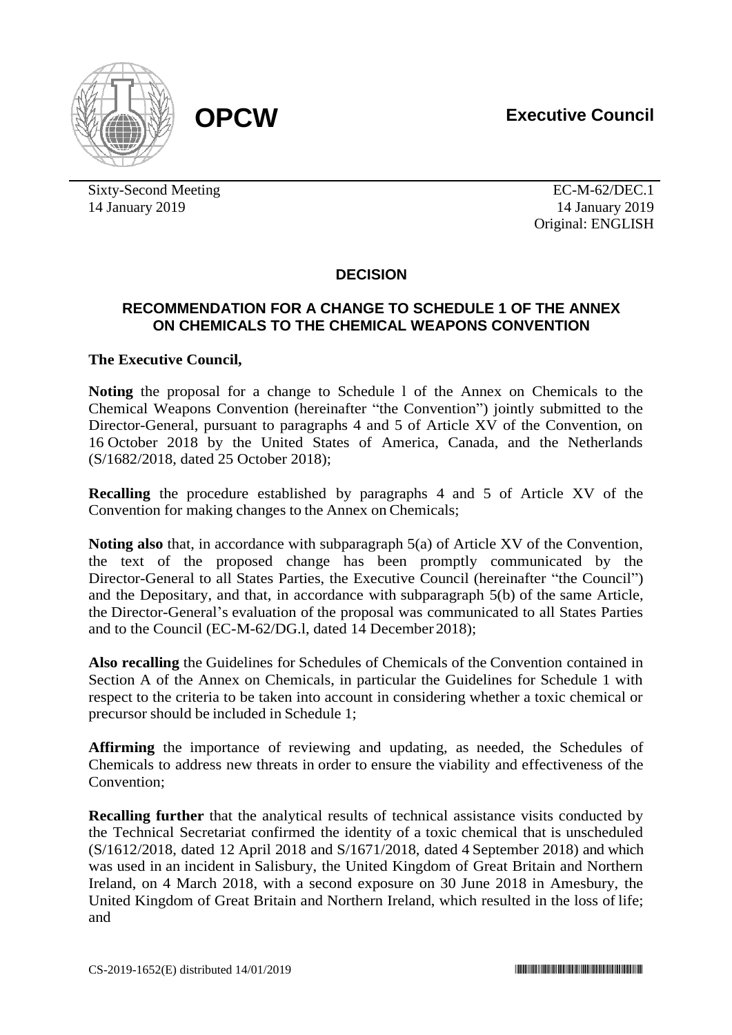**OPCW** **Executive Council**

Sixty-Second Meeting
14 January 2019

EC-M-62/DEC.1
14 January 2019
Original: ENGLISH

## DECISION

### RECOMMENDATION FOR A CHANGE TO SCHEDULE 1 OF THE ANNEX ON CHEMICALS TO THE CHEMICAL WEAPONS CONVENTION

**The Executive Council,**

**Noting** the proposal for a change to Schedule l of the Annex on Chemicals to the Chemical Weapons Convention (hereinafter "the Convention") jointly submitted to the Director-General, pursuant to paragraphs 4 and 5 of Article XV of the Convention, on 16 October 2018 by the United States of America, Canada, and the Netherlands (S/1682/2018, dated 25 October 2018);

**Recalling** the procedure established by paragraphs 4 and 5 of Article XV of the Convention for making changes to the Annex on Chemicals;

**Noting also** that, in accordance with subparagraph 5(a) of Article XV of the Convention, the text of the proposed change has been promptly communicated by the Director-General to all States Parties, the Executive Council (hereinafter "the Council") and the Depositary, and that, in accordance with subparagraph 5(b) of the same Article, the Director-General's evaluation of the proposal was communicated to all States Parties and to the Council (EC-M-62/DG.l, dated 14 December 2018);

**Also recalling** the Guidelines for Schedules of Chemicals of the Convention contained in Section A of the Annex on Chemicals, in particular the Guidelines for Schedule 1 with respect to the criteria to be taken into account in considering whether a toxic chemical or precursor should be included in Schedule 1;

**Affirming** the importance of reviewing and updating, as needed, the Schedules of Chemicals to address new threats in order to ensure the viability and effectiveness of the Convention;

**Recalling further** that the analytical results of technical assistance visits conducted by the Technical Secretariat confirmed the identity of a toxic chemical that is unscheduled (S/1612/2018, dated 12 April 2018 and S/1671/2018, dated 4 September 2018) and which was used in an incident in Salisbury, the United Kingdom of Great Britain and Northern Ireland, on 4 March 2018, with a second exposure on 30 June 2018 in Amesbury, the United Kingdom of Great Britain and Northern Ireland, which resulted in the loss of life; and

CS-2019-1652(E) distributed 14/01/2019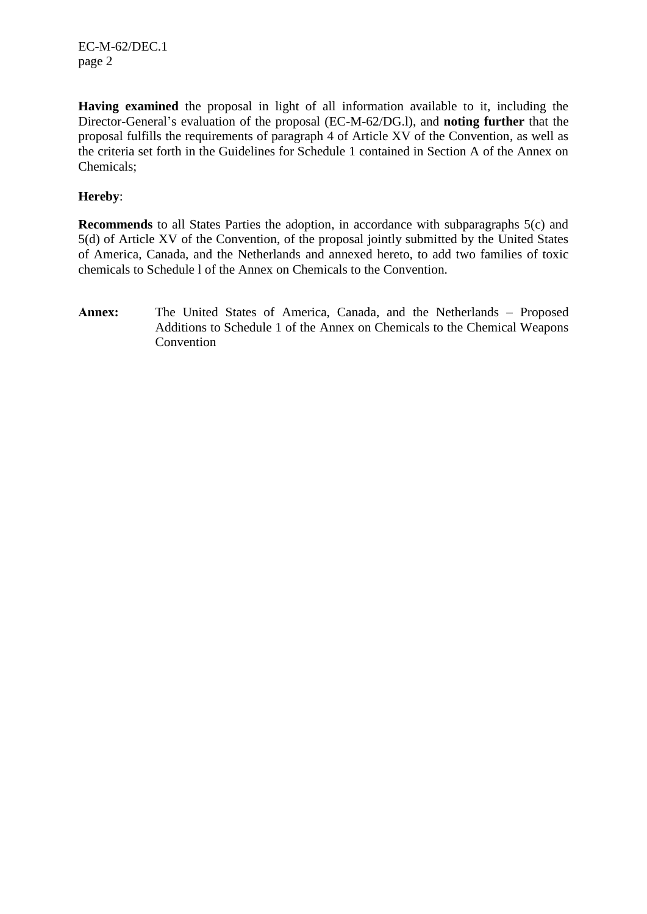**Having examined** the proposal in light of all information available to it, including the Director-General's evaluation of the proposal (EC-M-62/DG.l), and **noting further** that the proposal fulfills the requirements of paragraph 4 of Article XV of the Convention, as well as the criteria set forth in the Guidelines for Schedule 1 contained in Section A of the Annex on Chemicals;

**Hereby**:

**Recommends** to all States Parties the adoption, in accordance with subparagraphs 5(c) and 5(d) of Article XV of the Convention, of the proposal jointly submitted by the United States of America, Canada, and the Netherlands and annexed hereto, to add two families of toxic chemicals to Schedule l of the Annex on Chemicals to the Convention.

**Annex:** The United States of America, Canada, and the Netherlands – Proposed Additions to Schedule 1 of the Annex on Chemicals to the Chemical Weapons Convention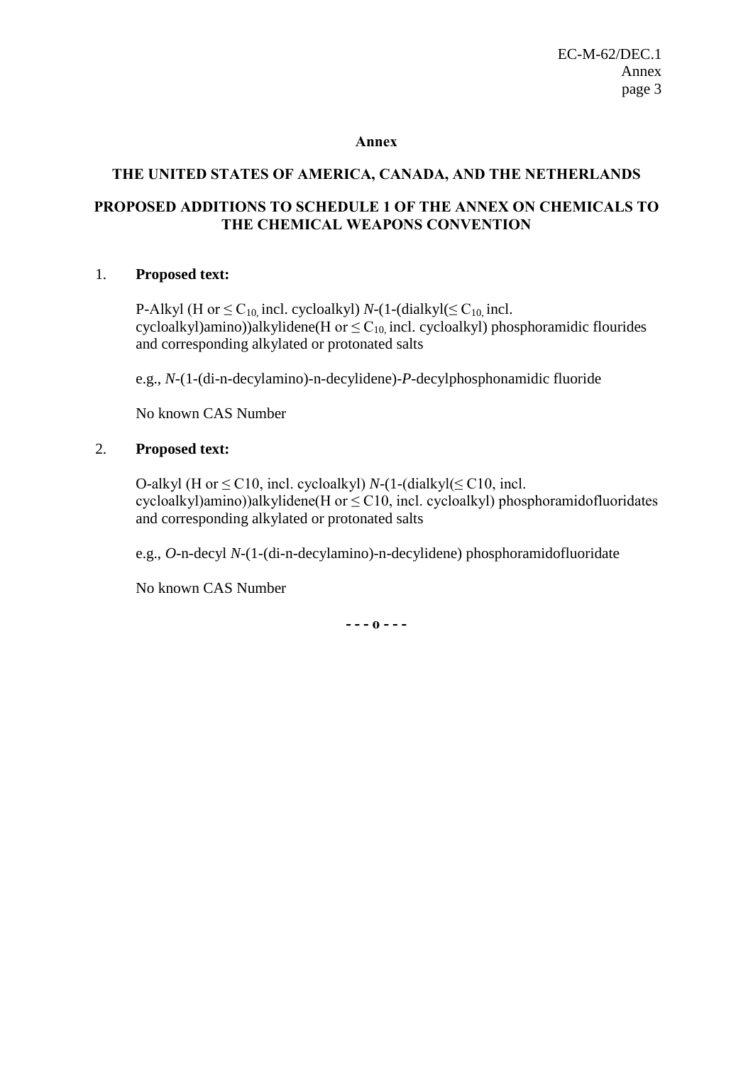**Annex**

**THE UNITED STATES OF AMERICA, CANADA, AND THE NETHERLANDS**

**PROPOSED ADDITIONS TO SCHEDULE 1 OF THE ANNEX ON CHEMICALS TO THE CHEMICAL WEAPONS CONVENTION**

1. **Proposed text:**

   P-Alkyl (H or ≤ $C_{10,}$ incl. cycloalkyl) *N*-(1-(dialkyl(≤ $C_{10,}$ incl. cycloalkyl)amino))alkylidene(H or ≤ $C_{10,}$ incl. cycloalkyl) phosphoramidic flourides and corresponding alkylated or protonated salts

   e.g., *N*-(1-(di-n-decylamino)-n-decylidene)-*P*-decylphosphonamidic fluoride

   No known CAS Number

2. **Proposed text:**

   O-alkyl (H or ≤ C10, incl. cycloalkyl) *N*-(1-(dialkyl(≤ C10, incl. cycloalkyl)amino))alkylidene(H or ≤ C10, incl. cycloalkyl) phosphoramidofluoridates and corresponding alkylated or protonated salts

   e.g., *O*-n-decyl *N*-(1-(di-n-decylamino)-n-decylidene) phosphoramidofluoridate

   No known CAS Number

**- - - o - - -**